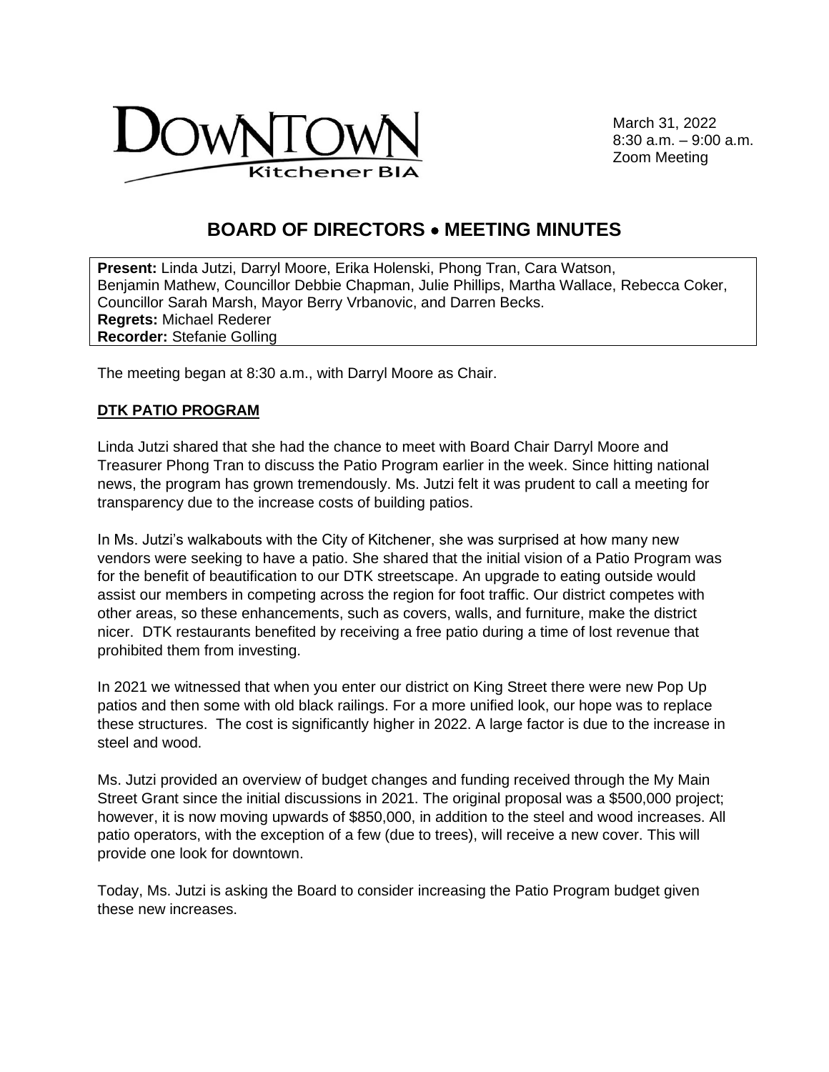DOWNTOWN Kitchener BIA

March 31, 2022
8:30 a.m. – 9:00 a.m.
Zoom Meeting

# BOARD OF DIRECTORS • MEETING MINUTES

**Present:** Linda Jutzi, Darryl Moore, Erika Holenski, Phong Tran, Cara Watson, Benjamin Mathew, Councillor Debbie Chapman, Julie Phillips, Martha Wallace, Rebecca Coker, Councillor Sarah Marsh, Mayor Berry Vrbanovic, and Darren Becks.
**Regrets:** Michael Rederer
**Recorder:** Stefanie Golling

The meeting began at 8:30 a.m., with Darryl Moore as Chair.

## DTK PATIO PROGRAM

Linda Jutzi shared that she had the chance to meet with Board Chair Darryl Moore and Treasurer Phong Tran to discuss the Patio Program earlier in the week. Since hitting national news, the program has grown tremendously. Ms. Jutzi felt it was prudent to call a meeting for transparency due to the increase costs of building patios.

In Ms. Jutzi's walkabouts with the City of Kitchener, she was surprised at how many new vendors were seeking to have a patio. She shared that the initial vision of a Patio Program was for the benefit of beautification to our DTK streetscape. An upgrade to eating outside would assist our members in competing across the region for foot traffic. Our district competes with other areas, so these enhancements, such as covers, walls, and furniture, make the district nicer. DTK restaurants benefited by receiving a free patio during a time of lost revenue that prohibited them from investing.

In 2021 we witnessed that when you enter our district on King Street there were new Pop Up patios and then some with old black railings. For a more unified look, our hope was to replace these structures. The cost is significantly higher in 2022. A large factor is due to the increase in steel and wood.

Ms. Jutzi provided an overview of budget changes and funding received through the My Main Street Grant since the initial discussions in 2021. The original proposal was a $500,000 project; however, it is now moving upwards of $850,000, in addition to the steel and wood increases. All patio operators, with the exception of a few (due to trees), will receive a new cover. This will provide one look for downtown.

Today, Ms. Jutzi is asking the Board to consider increasing the Patio Program budget given these new increases.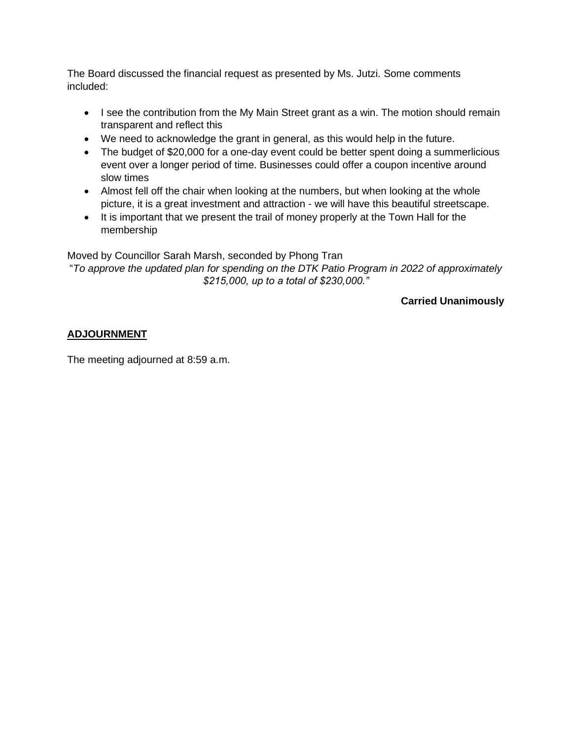The Board discussed the financial request as presented by Ms. Jutzi. Some comments included:

- I see the contribution from the My Main Street grant as a win. The motion should remain transparent and reflect this
- We need to acknowledge the grant in general, as this would help in the future.
- The budget of $20,000 for a one-day event could be better spent doing a summerlicious event over a longer period of time. Businesses could offer a coupon incentive around slow times
- Almost fell off the chair when looking at the numbers, but when looking at the whole picture, it is a great investment and attraction - we will have this beautiful streetscape.
- It is important that we present the trail of money properly at the Town Hall for the membership

Moved by Councillor Sarah Marsh, seconded by Phong Tran

"*To approve the updated plan for spending on the DTK Patio Program in 2022 of approximately $215,000, up to a total of $230,000."*

**Carried Unanimously**

## ADJOURNMENT

The meeting adjourned at 8:59 a.m.